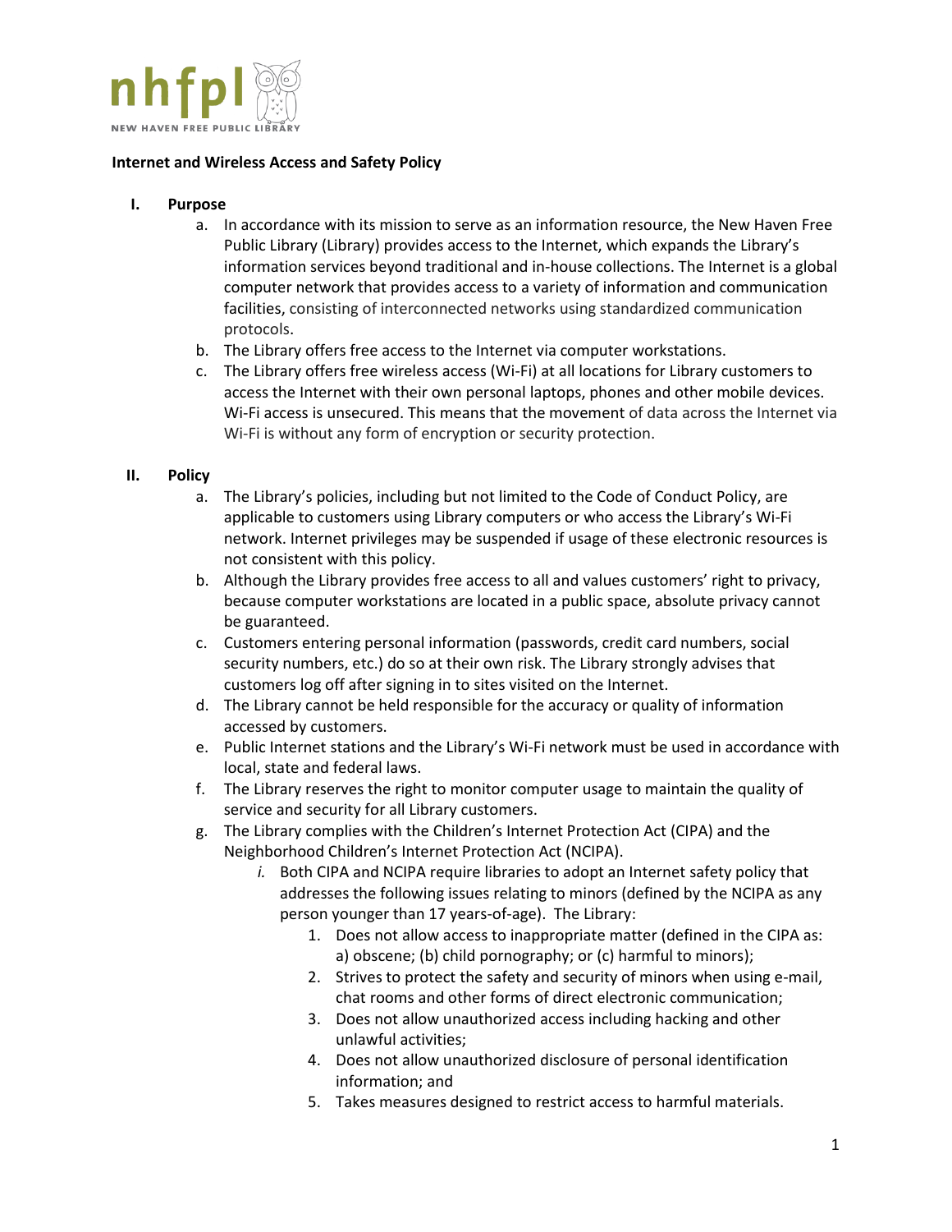nhfpl

NEW HAVEN FREE PUBLIC LIBRARY

**Internet and Wireless Access and Safety Policy**

## I. Purpose

a. In accordance with its mission to serve as an information resource, the New Haven Free Public Library (Library) provides access to the Internet, which expands the Library's information services beyond traditional and in-house collections. The Internet is a global computer network that provides access to a variety of information and communication facilities, consisting of interconnected networks using standardized communication protocols.

b. The Library offers free access to the Internet via computer workstations.

c. The Library offers free wireless access (Wi-Fi) at all locations for Library customers to access the Internet with their own personal laptops, phones and other mobile devices. Wi-Fi access is unsecured. This means that the movement of data across the Internet via Wi-Fi is without any form of encryption or security protection.

## II. Policy

a. The Library's policies, including but not limited to the Code of Conduct Policy, are applicable to customers using Library computers or who access the Library's Wi-Fi network. Internet privileges may be suspended if usage of these electronic resources is not consistent with this policy.

b. Although the Library provides free access to all and values customers' right to privacy, because computer workstations are located in a public space, absolute privacy cannot be guaranteed.

c. Customers entering personal information (passwords, credit card numbers, social security numbers, etc.) do so at their own risk. The Library strongly advises that customers log off after signing in to sites visited on the Internet.

d. The Library cannot be held responsible for the accuracy or quality of information accessed by customers.

e. Public Internet stations and the Library's Wi-Fi network must be used in accordance with local, state and federal laws.

f. The Library reserves the right to monitor computer usage to maintain the quality of service and security for all Library customers.

g. The Library complies with the Children's Internet Protection Act (CIPA) and the Neighborhood Children's Internet Protection Act (NCIPA).

   *i.* Both CIPA and NCIPA require libraries to adopt an Internet safety policy that addresses the following issues relating to minors (defined by the NCIPA as any person younger than 17 years-of-age). The Library:

   1. Does not allow access to inappropriate matter (defined in the CIPA as: a) obscene; (b) child pornography; or (c) harmful to minors);
   2. Strives to protect the safety and security of minors when using e-mail, chat rooms and other forms of direct electronic communication;
   3. Does not allow unauthorized access including hacking and other unlawful activities;
   4. Does not allow unauthorized disclosure of personal identification information; and
   5. Takes measures designed to restrict access to harmful materials.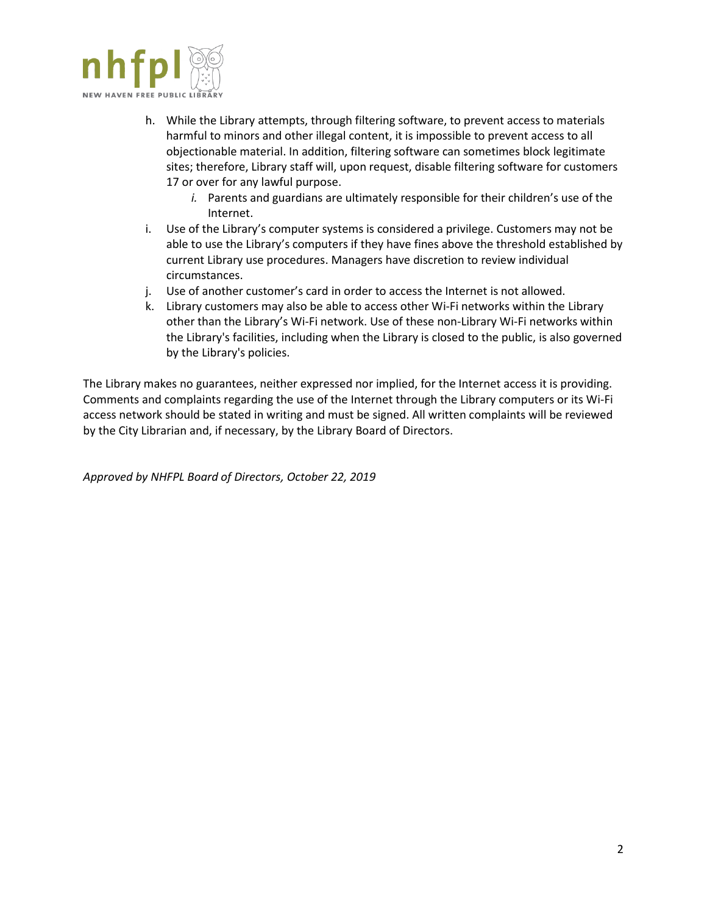h. While the Library attempts, through filtering software, to prevent access to materials harmful to minors and other illegal content, it is impossible to prevent access to all objectionable material. In addition, filtering software can sometimes block legitimate sites; therefore, Library staff will, upon request, disable filtering software for customers 17 or over for any lawful purpose.
    *i.* Parents and guardians are ultimately responsible for their children's use of the Internet.

i. Use of the Library's computer systems is considered a privilege. Customers may not be able to use the Library's computers if they have fines above the threshold established by current Library use procedures. Managers have discretion to review individual circumstances.

j. Use of another customer's card in order to access the Internet is not allowed.

k. Library customers may also be able to access other Wi-Fi networks within the Library other than the Library's Wi-Fi network. Use of these non-Library Wi-Fi networks within the Library's facilities, including when the Library is closed to the public, is also governed by the Library's policies.

The Library makes no guarantees, neither expressed nor implied, for the Internet access it is providing. Comments and complaints regarding the use of the Internet through the Library computers or its Wi-Fi access network should be stated in writing and must be signed. All written complaints will be reviewed by the City Librarian and, if necessary, by the Library Board of Directors.

*Approved by NHFPL Board of Directors, October 22, 2019*